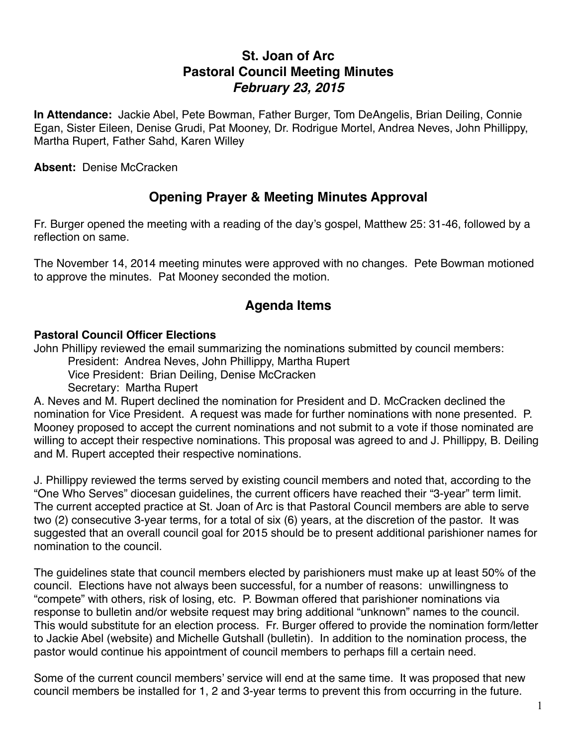# St. Joan of Arc
# Pastoral Council Meeting Minutes
# *February 23, 2015*

**In Attendance:** Jackie Abel, Pete Bowman, Father Burger, Tom DeAngelis, Brian Deiling, Connie Egan, Sister Eileen, Denise Grudi, Pat Mooney, Dr. Rodrigue Mortel, Andrea Neves, John Phillippy, Martha Rupert, Father Sahd, Karen Willey

**Absent:** Denise McCracken

## Opening Prayer & Meeting Minutes Approval

Fr. Burger opened the meeting with a reading of the day's gospel, Matthew 25: 31-46, followed by a reflection on same.

The November 14, 2014 meeting minutes were approved with no changes. Pete Bowman motioned to approve the minutes. Pat Mooney seconded the motion.

## Agenda Items

### Pastoral Council Officer Elections

John Phillipy reviewed the email summarizing the nominations submitted by council members:

- President: Andrea Neves, John Phillippy, Martha Rupert
- Vice President: Brian Deiling, Denise McCracken
- Secretary: Martha Rupert

A. Neves and M. Rupert declined the nomination for President and D. McCracken declined the nomination for Vice President. A request was made for further nominations with none presented. P. Mooney proposed to accept the current nominations and not submit to a vote if those nominated are willing to accept their respective nominations. This proposal was agreed to and J. Phillippy, B. Deiling and M. Rupert accepted their respective nominations.

J. Phillippy reviewed the terms served by existing council members and noted that, according to the "One Who Serves" diocesan guidelines, the current officers have reached their "3-year" term limit. The current accepted practice at St. Joan of Arc is that Pastoral Council members are able to serve two (2) consecutive 3-year terms, for a total of six (6) years, at the discretion of the pastor. It was suggested that an overall council goal for 2015 should be to present additional parishioner names for nomination to the council.

The guidelines state that council members elected by parishioners must make up at least 50% of the council. Elections have not always been successful, for a number of reasons: unwillingness to "compete" with others, risk of losing, etc. P. Bowman offered that parishioner nominations via response to bulletin and/or website request may bring additional "unknown" names to the council. This would substitute for an election process. Fr. Burger offered to provide the nomination form/letter to Jackie Abel (website) and Michelle Gutshall (bulletin). In addition to the nomination process, the pastor would continue his appointment of council members to perhaps fill a certain need.

Some of the current council members' service will end at the same time. It was proposed that new council members be installed for 1, 2 and 3-year terms to prevent this from occurring in the future.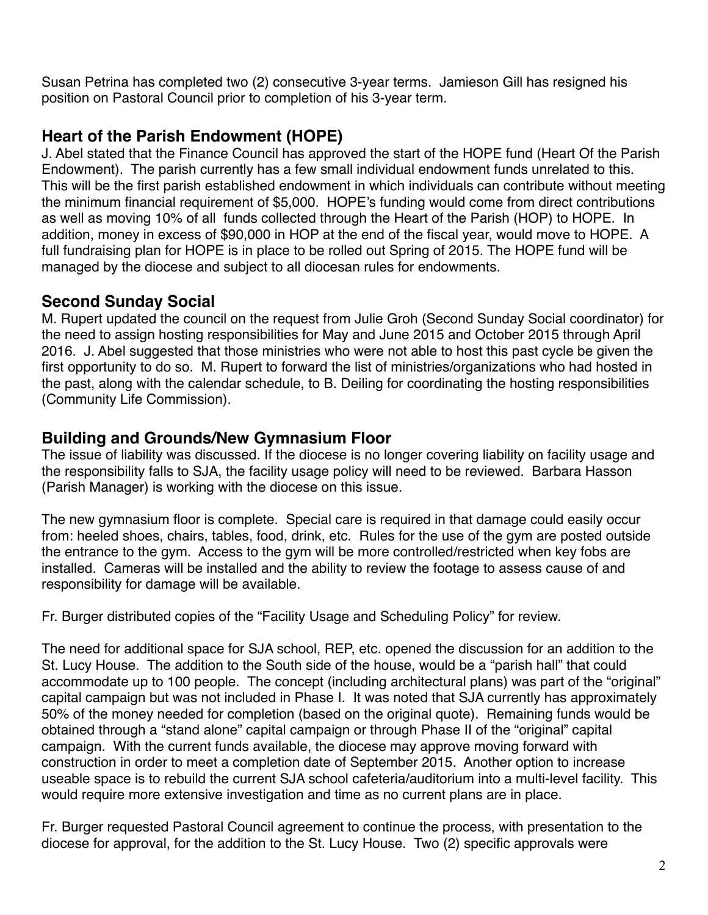Susan Petrina has completed two (2) consecutive 3-year terms. Jamieson Gill has resigned his position on Pastoral Council prior to completion of his 3-year term.

## Heart of the Parish Endowment (HOPE)

J. Abel stated that the Finance Council has approved the start of the HOPE fund (Heart Of the Parish Endowment). The parish currently has a few small individual endowment funds unrelated to this. This will be the first parish established endowment in which individuals can contribute without meeting the minimum financial requirement of $5,000. HOPE's funding would come from direct contributions as well as moving 10% of all funds collected through the Heart of the Parish (HOP) to HOPE. In addition, money in excess of $90,000 in HOP at the end of the fiscal year, would move to HOPE. A full fundraising plan for HOPE is in place to be rolled out Spring of 2015. The HOPE fund will be managed by the diocese and subject to all diocesan rules for endowments.

## Second Sunday Social

M. Rupert updated the council on the request from Julie Groh (Second Sunday Social coordinator) for the need to assign hosting responsibilities for May and June 2015 and October 2015 through April 2016. J. Abel suggested that those ministries who were not able to host this past cycle be given the first opportunity to do so. M. Rupert to forward the list of ministries/organizations who had hosted in the past, along with the calendar schedule, to B. Deiling for coordinating the hosting responsibilities (Community Life Commission).

## Building and Grounds/New Gymnasium Floor

The issue of liability was discussed. If the diocese is no longer covering liability on facility usage and the responsibility falls to SJA, the facility usage policy will need to be reviewed. Barbara Hasson (Parish Manager) is working with the diocese on this issue.

The new gymnasium floor is complete. Special care is required in that damage could easily occur from: heeled shoes, chairs, tables, food, drink, etc. Rules for the use of the gym are posted outside the entrance to the gym. Access to the gym will be more controlled/restricted when key fobs are installed. Cameras will be installed and the ability to review the footage to assess cause of and responsibility for damage will be available.

Fr. Burger distributed copies of the "Facility Usage and Scheduling Policy" for review.

The need for additional space for SJA school, REP, etc. opened the discussion for an addition to the St. Lucy House. The addition to the South side of the house, would be a "parish hall" that could accommodate up to 100 people. The concept (including architectural plans) was part of the "original" capital campaign but was not included in Phase I. It was noted that SJA currently has approximately 50% of the money needed for completion (based on the original quote). Remaining funds would be obtained through a "stand alone" capital campaign or through Phase II of the "original" capital campaign. With the current funds available, the diocese may approve moving forward with construction in order to meet a completion date of September 2015. Another option to increase useable space is to rebuild the current SJA school cafeteria/auditorium into a multi-level facility. This would require more extensive investigation and time as no current plans are in place.

Fr. Burger requested Pastoral Council agreement to continue the process, with presentation to the diocese for approval, for the addition to the St. Lucy House. Two (2) specific approvals were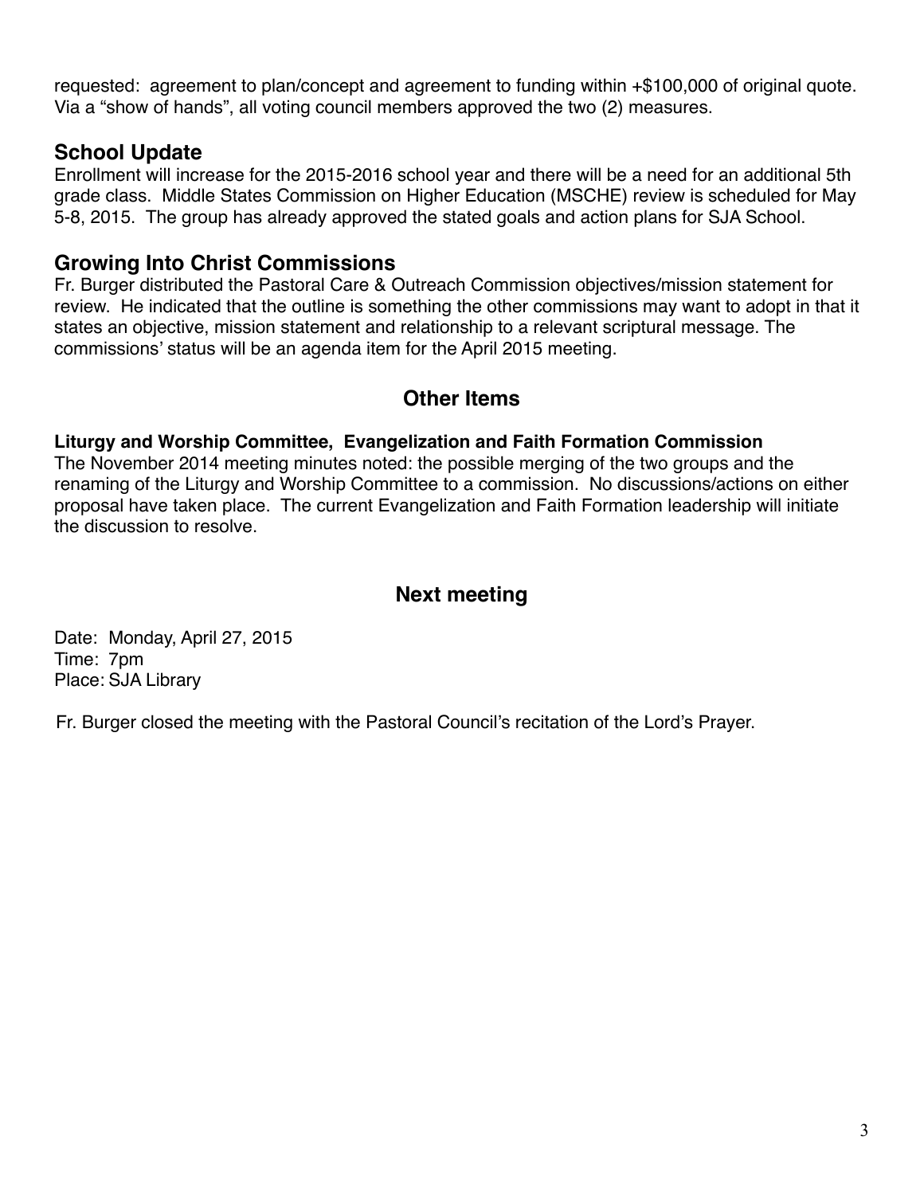requested: agreement to plan/concept and agreement to funding within +$100,000 of original quote. Via a “show of hands”, all voting council members approved the two (2) measures.

## School Update

Enrollment will increase for the 2015-2016 school year and there will be a need for an additional 5th grade class. Middle States Commission on Higher Education (MSCHE) review is scheduled for May 5-8, 2015. The group has already approved the stated goals and action plans for SJA School.

## Growing Into Christ Commissions

Fr. Burger distributed the Pastoral Care & Outreach Commission objectives/mission statement for review. He indicated that the outline is something the other commissions may want to adopt in that it states an objective, mission statement and relationship to a relevant scriptural message. The commissions’ status will be an agenda item for the April 2015 meeting.

## Other Items

### Liturgy and Worship Committee, Evangelization and Faith Formation Commission

The November 2014 meeting minutes noted: the possible merging of the two groups and the renaming of the Liturgy and Worship Committee to a commission. No discussions/actions on either proposal have taken place. The current Evangelization and Faith Formation leadership will initiate the discussion to resolve.

## Next meeting

Date: Monday, April 27, 2015
Time: 7pm
Place: SJA Library

Fr. Burger closed the meeting with the Pastoral Council’s recitation of the Lord’s Prayer.